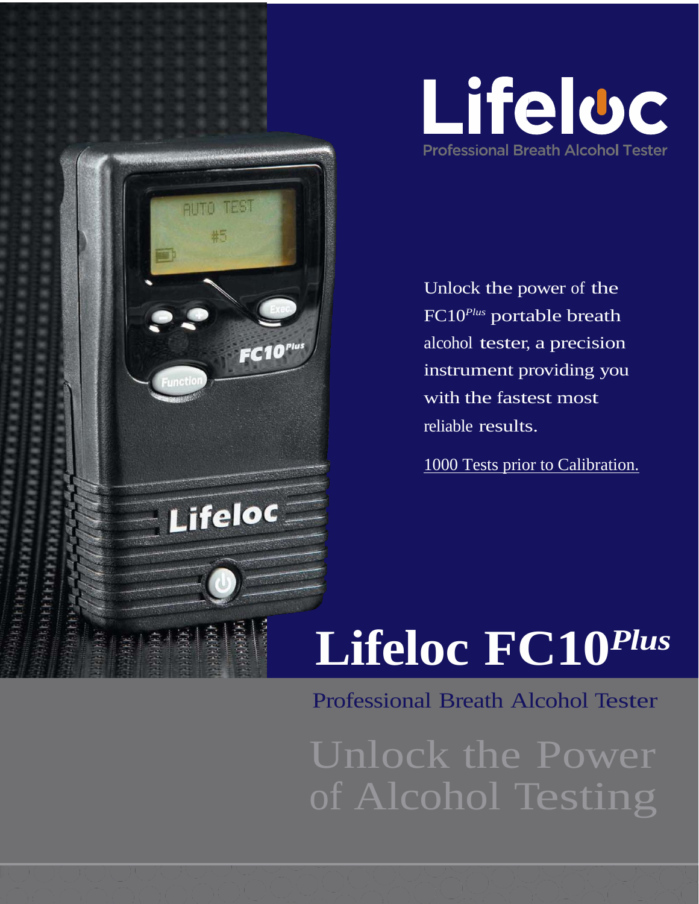# Lifeloc

Professional Breath Alcohol Tester

Unlock the power of the FC10*Plus* portable breath alcohol tester, a precision instrument providing you with the fastest most reliable results.

1000 Tests prior to Calibration.

# Lifeloc FC10*Plus*

## Professional Breath Alcohol Tester

## Unlock the Power of Alcohol Testing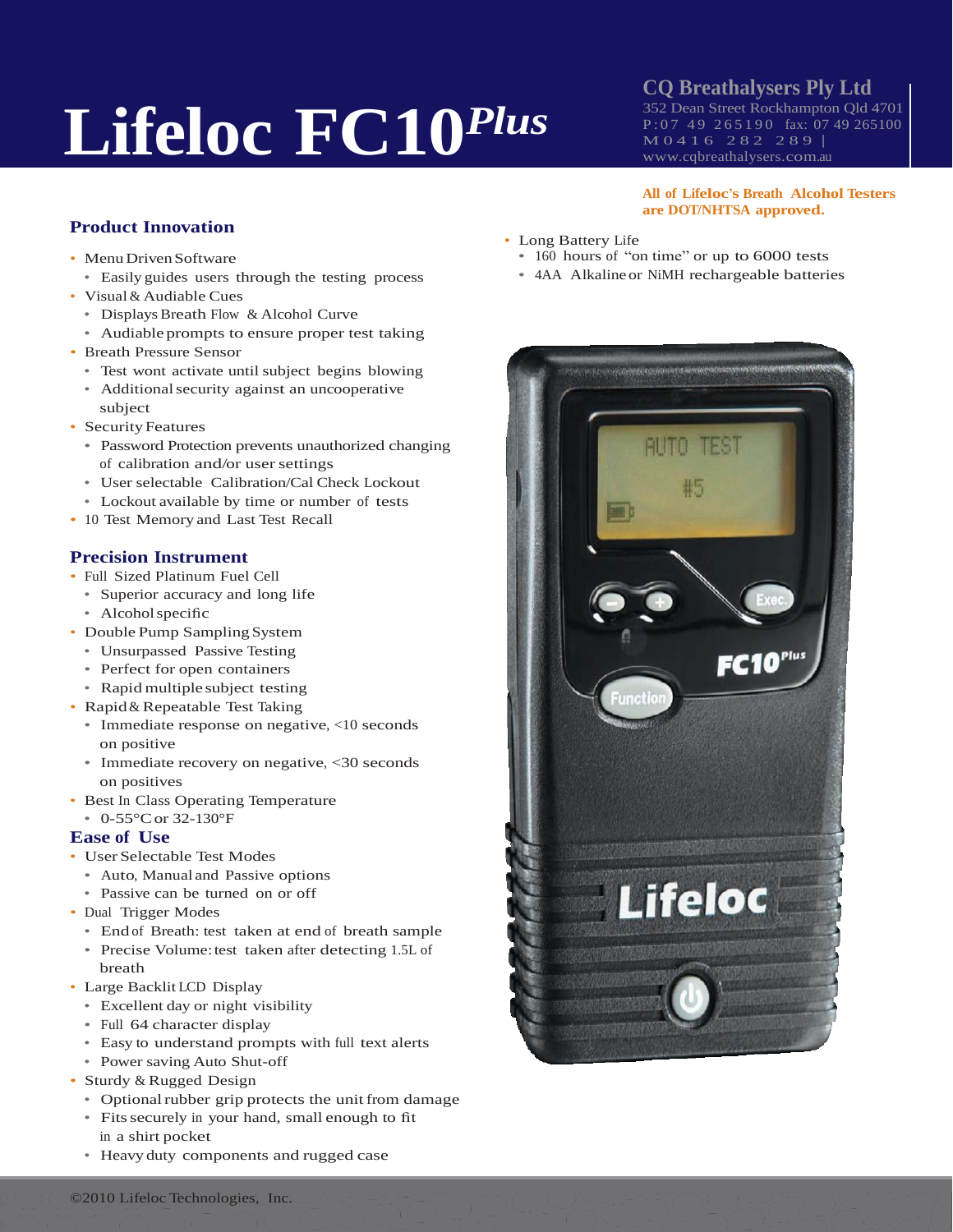# Lifeloc FC10*Plus*

**CQ Breathalysers Ply Ltd**
352 Dean Street Rockhampton Qld 4701
P:07 49 265190 fax: 07 49 265100
M0416 282 289 |
www.cqbreathalysers.com.au

**All of Lifeloc's Breath Alcohol Testers are DOT/NHTSA approved.**

## Product Innovation

- Menu Driven Software
  - Easily guides users through the testing process
- Visual & Audiable Cues
  - Displays Breath Flow & Alcohol Curve
  - Audiable prompts to ensure proper test taking
- Breath Pressure Sensor
  - Test wont activate until subject begins blowing
  - Additional security against an uncooperative subject
- Security Features
  - Password Protection prevents unauthorized changing of calibration and/or user settings
  - User selectable Calibration/Cal Check Lockout
  - Lockout available by time or number of tests
- 10 Test Memory and Last Test Recall

## Precision Instrument

- Full Sized Platinum Fuel Cell
  - Superior accuracy and long life
  - Alcohol specific
- Double Pump Sampling System
  - Unsurpassed Passive Testing
  - Perfect for open containers
  - Rapid multiple subject testing
- Rapid & Repeatable Test Taking
  - Immediate response on negative, <10 seconds on positive
  - Immediate recovery on negative, <30 seconds on positives
- Best In Class Operating Temperature
  - 0-55°C or 32-130°F

## Ease of Use

- User Selectable Test Modes
  - Auto, Manual and Passive options
  - Passive can be turned on or off
- Dual Trigger Modes
  - End of Breath: test taken at end of breath sample
  - Precise Volume: test taken after detecting 1.5L of breath
- Large Backlit LCD Display
  - Excellent day or night visibility
  - Full 64 character display
  - Easy to understand prompts with full text alerts
  - Power saving Auto Shut-off
- Sturdy & Rugged Design
  - Optional rubber grip protects the unit from damage
  - Fits securely in your hand, small enough to fit in a shirt pocket
  - Heavy duty components and rugged case

- Long Battery Life
  - 160 hours of "on time" or up to 6000 tests
  - 4AA Alkaline or NiMH rechargeable batteries

©2010 Lifeloc Technologies, Inc.